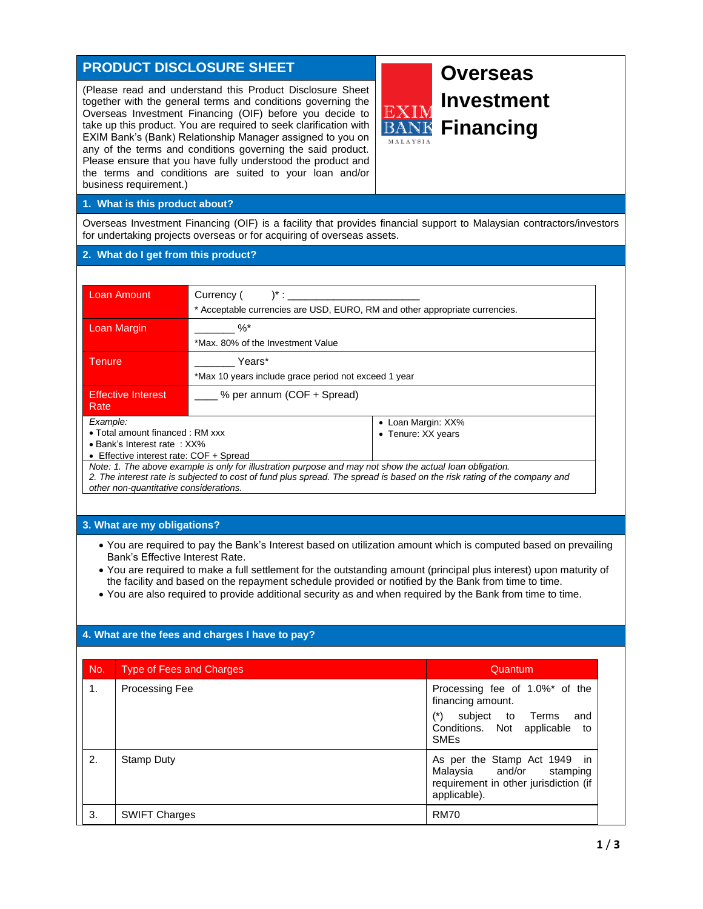# PRODUCT DISCLOSURE SHEET

(Please read and understand this Product Disclosure Sheet together with the general terms and conditions governing the Overseas Investment Financing (OIF) before you decide to take up this product. You are required to seek clarification with EXIM Bank's (Bank) Relationship Manager assigned to you on any of the terms and conditions governing the said product. Please ensure that you have fully understood the product and the terms and conditions are suited to your loan and/or business requirement.)

# Overseas Investment Financing

EXIM BANK MALAYSIA

## 1. What is this product about?

Overseas Investment Financing (OIF) is a facility that provides financial support to Malaysian contractors/investors for undertaking projects overseas or for acquiring of overseas assets.

## 2. What do I get from this product?

| | |
|---|---|
| Loan Amount | Currency (  )* : ______________________<br>* Acceptable currencies are USD, EURO, RM and other appropriate currencies. |
| Loan Margin | _______ %*<br>*Max. 80% of the Investment Value |
| Tenure | _______ Years*<br>*Max 10 years include grace period not exceed 1 year |
| Effective Interest Rate | ____ % per annum (COF + Spread) |

*Example:*

- Total amount financed : RM xxx
- Bank's Interest rate : XX%
- Effective interest rate: COF + Spread
- Loan Margin: XX%
- Tenure: XX years

*Note: 1. The above example is only for illustration purpose and may not show the actual loan obligation.*
*2. The interest rate is subjected to cost of fund plus spread. The spread is based on the risk rating of the company and other non-quantitative considerations.*

## 3. What are my obligations?

- You are required to pay the Bank's Interest based on utilization amount which is computed based on prevailing Bank's Effective Interest Rate.
- You are required to make a full settlement for the outstanding amount (principal plus interest) upon maturity of the facility and based on the repayment schedule provided or notified by the Bank from time to time.
- You are also required to provide additional security as and when required by the Bank from time to time.

## 4. What are the fees and charges I have to pay?

| No. | Type of Fees and Charges | Quantum |
|---|---|---|
| 1. | Processing Fee | Processing fee of 1.0%* of the financing amount.<br>(*) subject to Terms and Conditions. Not applicable to SMEs |
| 2. | Stamp Duty | As per the Stamp Act 1949 in Malaysia and/or stamping requirement in other jurisdiction (if applicable). |
| 3. | SWIFT Charges | RM70 |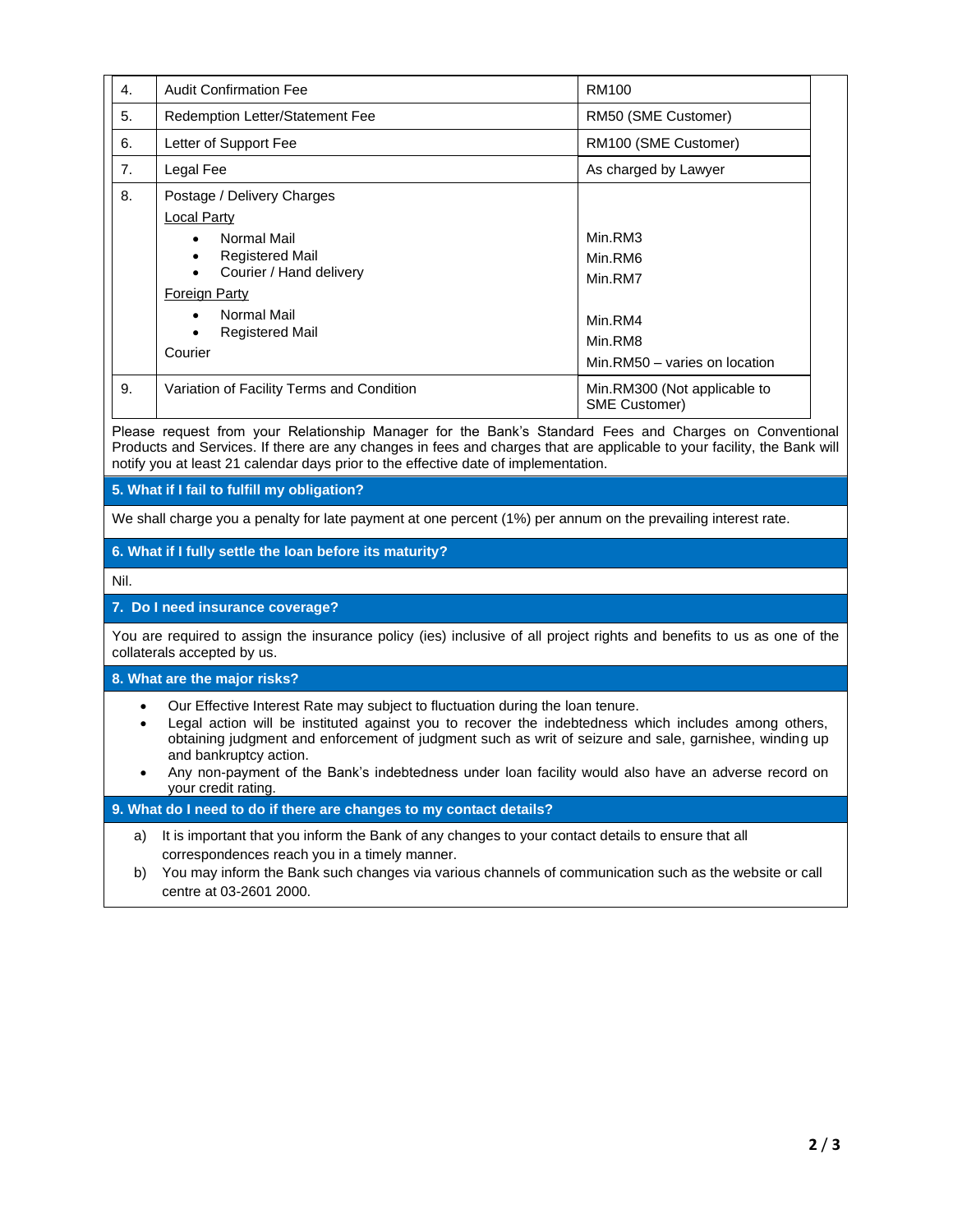| | | |
|---|---|---|
| 4. | Audit Confirmation Fee | RM100 |
| 5. | Redemption Letter/Statement Fee | RM50 (SME Customer) |
| 6. | Letter of Support Fee | RM100 (SME Customer) |
| 7. | Legal Fee | As charged by Lawyer |
| 8. | Postage / Delivery Charges<br>Local Party<br>• Normal Mail<br>• Registered Mail<br>• Courier / Hand delivery<br>Foreign Party<br>• Normal Mail<br>• Registered Mail<br>Courier | <br><br>Min.RM3<br>Min.RM6<br>Min.RM7<br><br>Min.RM4<br>Min.RM8<br>Min.RM50 – varies on location |
| 9. | Variation of Facility Terms and Condition | Min.RM300 (Not applicable to SME Customer) |

Please request from your Relationship Manager for the Bank's Standard Fees and Charges on Conventional Products and Services. If there are any changes in fees and charges that are applicable to your facility, the Bank will notify you at least 21 calendar days prior to the effective date of implementation.

## 5. What if I fail to fulfill my obligation?

We shall charge you a penalty for late payment at one percent (1%) per annum on the prevailing interest rate.

## 6. What if I fully settle the loan before its maturity?

Nil.

## 7. Do I need insurance coverage?

You are required to assign the insurance policy (ies) inclusive of all project rights and benefits to us as one of the collaterals accepted by us.

## 8. What are the major risks?

- Our Effective Interest Rate may subject to fluctuation during the loan tenure.
- Legal action will be instituted against you to recover the indebtedness which includes among others, obtaining judgment and enforcement of judgment such as writ of seizure and sale, garnishee, winding up and bankruptcy action.
- Any non-payment of the Bank's indebtedness under loan facility would also have an adverse record on your credit rating.

## 9. What do I need to do if there are changes to my contact details?

a) It is important that you inform the Bank of any changes to your contact details to ensure that all correspondences reach you in a timely manner.

b) You may inform the Bank such changes via various channels of communication such as the website or call centre at 03-2601 2000.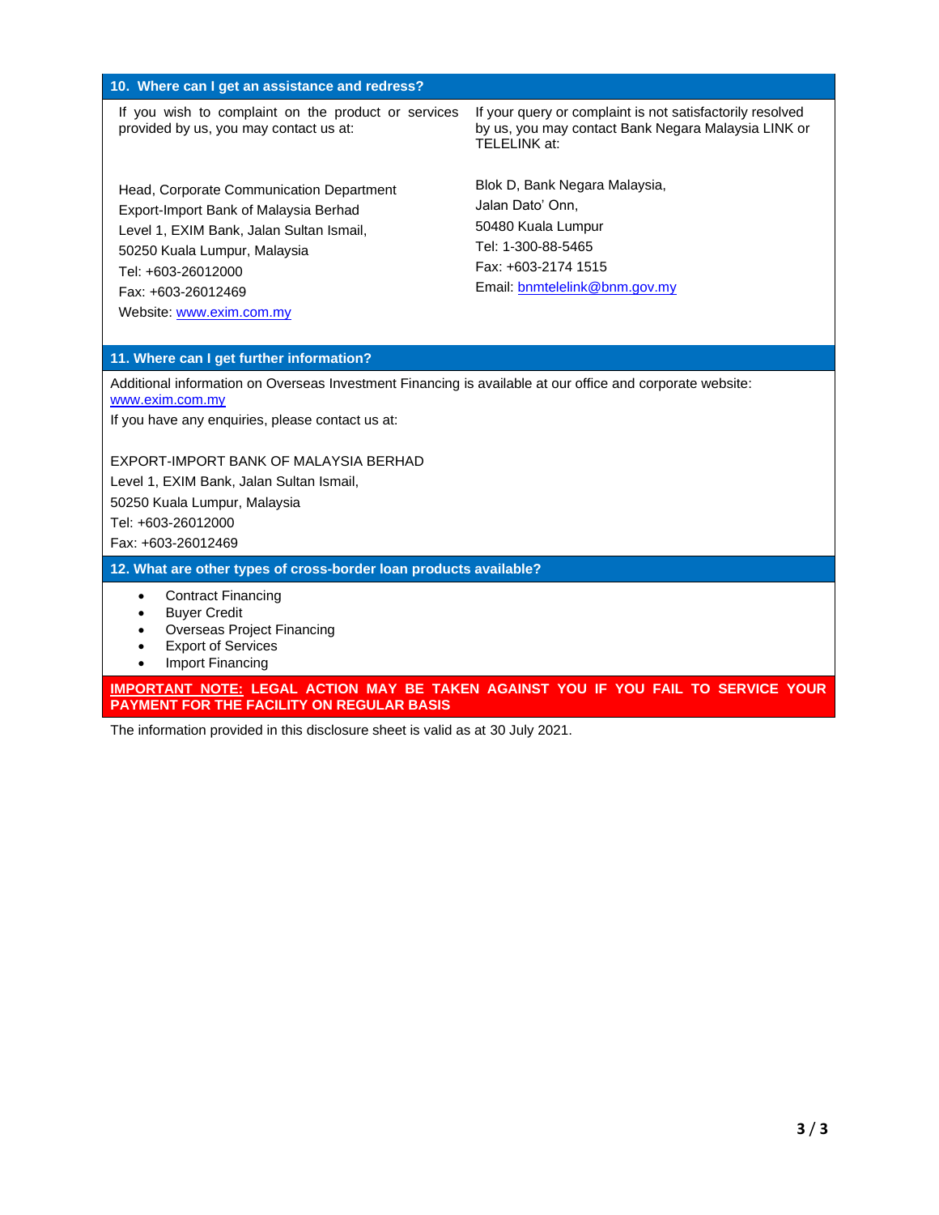## 10. Where can I get an assistance and redress?

If you wish to complaint on the product or services provided by us, you may contact us at:

Head, Corporate Communication Department
Export-Import Bank of Malaysia Berhad
Level 1, EXIM Bank, Jalan Sultan Ismail,
50250 Kuala Lumpur, Malaysia
Tel: +603-26012000
Fax: +603-26012469
Website: www.exim.com.my

If your query or complaint is not satisfactorily resolved by us, you may contact Bank Negara Malaysia LINK or TELELINK at:

Blok D, Bank Negara Malaysia,
Jalan Dato' Onn,
50480 Kuala Lumpur
Tel: 1-300-88-5465
Fax: +603-2174 1515
Email: bnmtelelink@bnm.gov.my

## 11. Where can I get further information?

Additional information on Overseas Investment Financing is available at our office and corporate website: www.exim.com.my

If you have any enquiries, please contact us at:

EXPORT-IMPORT BANK OF MALAYSIA BERHAD
Level 1, EXIM Bank, Jalan Sultan Ismail,
50250 Kuala Lumpur, Malaysia
Tel: +603-26012000
Fax: +603-26012469

## 12. What are other types of cross-border loan products available?

- Contract Financing
- Buyer Credit
- Overseas Project Financing
- Export of Services
- Import Financing

**IMPORTANT NOTE: LEGAL ACTION MAY BE TAKEN AGAINST YOU IF YOU FAIL TO SERVICE YOUR PAYMENT FOR THE FACILITY ON REGULAR BASIS**

The information provided in this disclosure sheet is valid as at 30 July 2021.